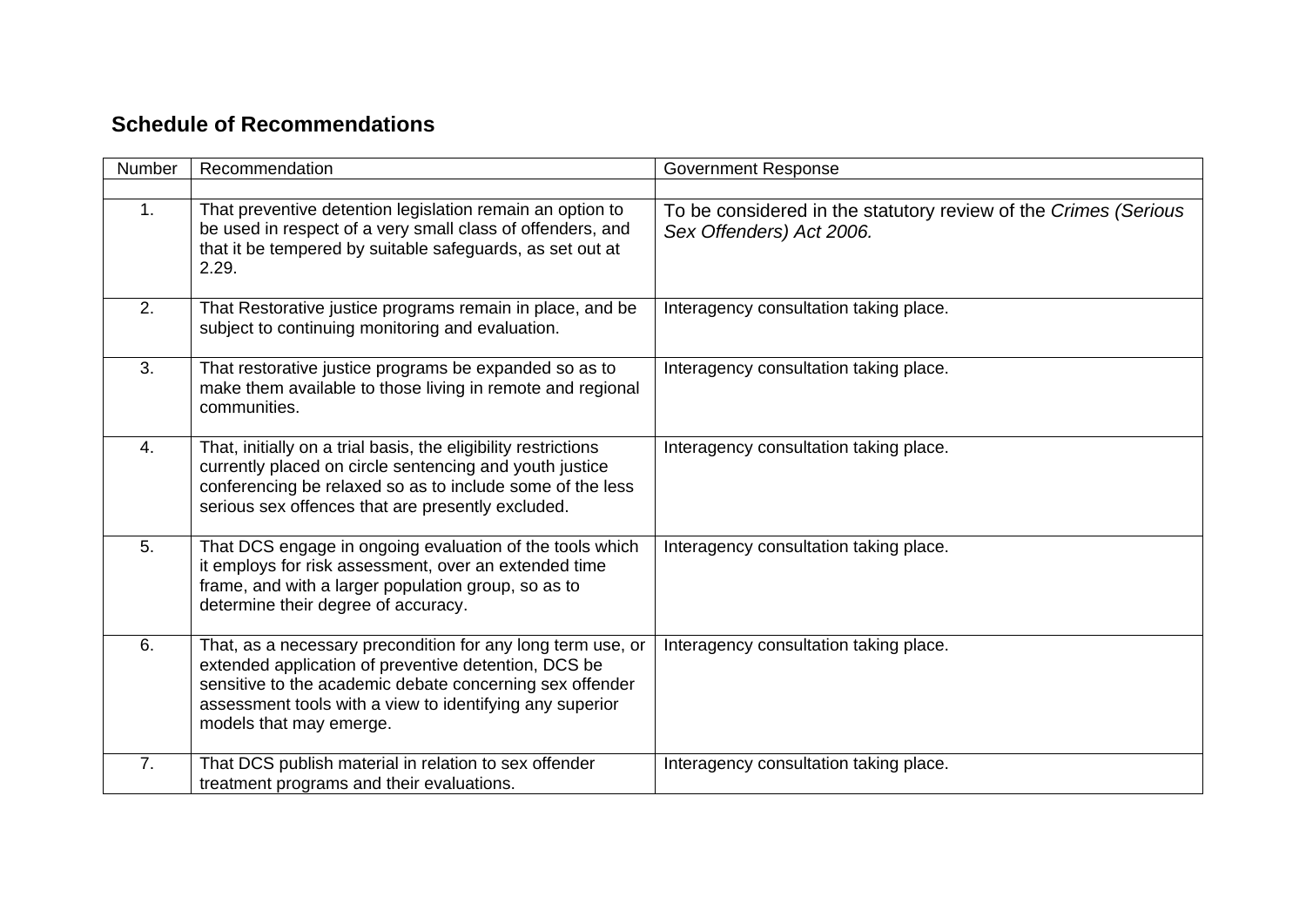## Schedule of Recommendations

| Number | Recommendation | Government Response |
|---|---|---|
| | | |
| 1. | That preventive detention legislation remain an option to be used in respect of a very small class of offenders, and that it be tempered by suitable safeguards, as set out at 2.29. | To be considered in the statutory review of the *Crimes (Serious Sex Offenders) Act 2006.* |
| 2. | That Restorative justice programs remain in place, and be subject to continuing monitoring and evaluation. | Interagency consultation taking place. |
| 3. | That restorative justice programs be expanded so as to make them available to those living in remote and regional communities. | Interagency consultation taking place. |
| 4. | That, initially on a trial basis, the eligibility restrictions currently placed on circle sentencing and youth justice conferencing be relaxed so as to include some of the less serious sex offences that are presently excluded. | Interagency consultation taking place. |
| 5. | That DCS engage in ongoing evaluation of the tools which it employs for risk assessment, over an extended time frame, and with a larger population group, so as to determine their degree of accuracy. | Interagency consultation taking place. |
| 6. | That, as a necessary precondition for any long term use, or extended application of preventive detention, DCS be sensitive to the academic debate concerning sex offender assessment tools with a view to identifying any superior models that may emerge. | Interagency consultation taking place. |
| 7. | That DCS publish material in relation to sex offender treatment programs and their evaluations. | Interagency consultation taking place. |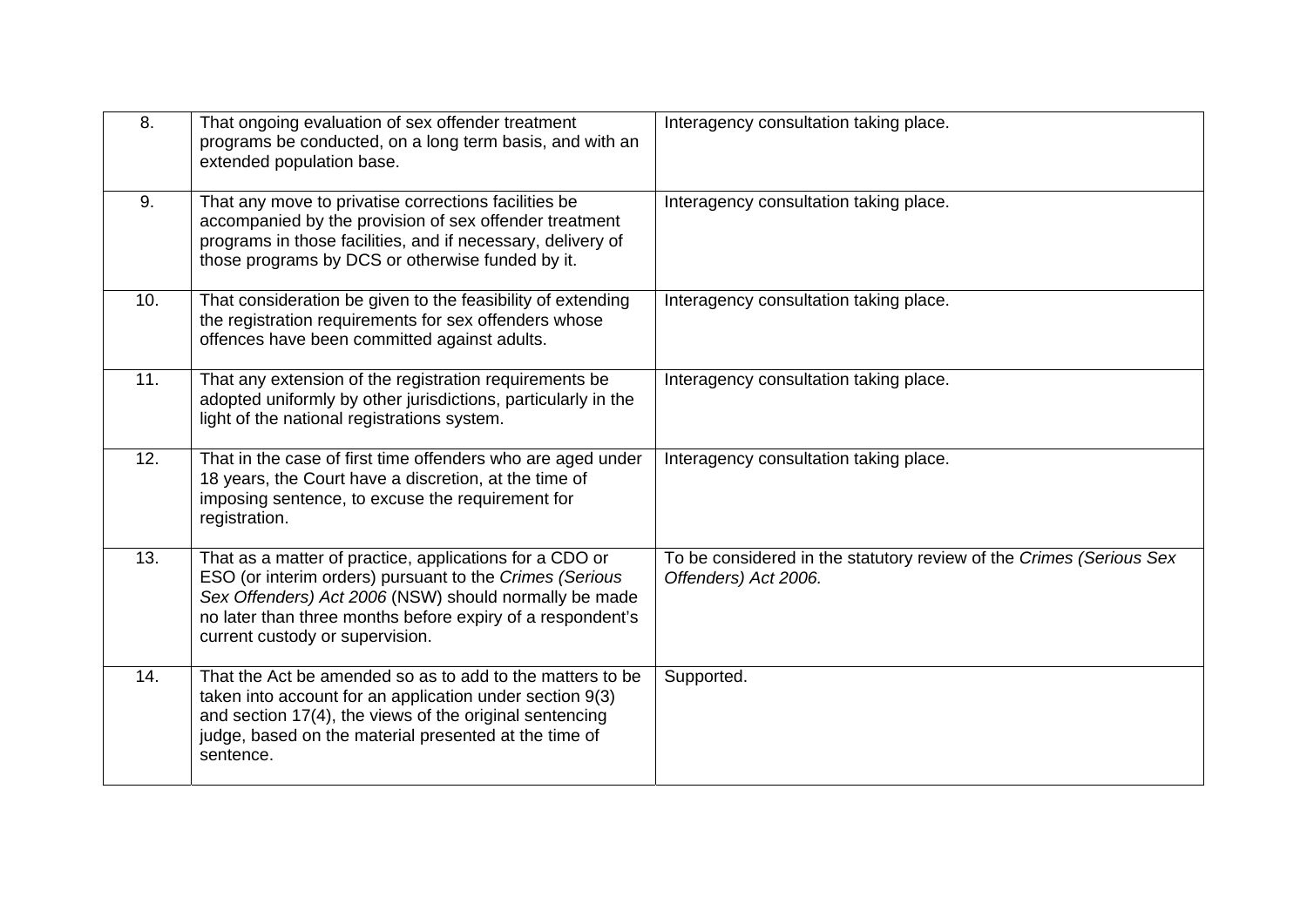| | | |
|---|---|---|
| 8. | That ongoing evaluation of sex offender treatment programs be conducted, on a long term basis, and with an extended population base. | Interagency consultation taking place. |
| 9. | That any move to privatise corrections facilities be accompanied by the provision of sex offender treatment programs in those facilities, and if necessary, delivery of those programs by DCS or otherwise funded by it. | Interagency consultation taking place. |
| 10. | That consideration be given to the feasibility of extending the registration requirements for sex offenders whose offences have been committed against adults. | Interagency consultation taking place. |
| 11. | That any extension of the registration requirements be adopted uniformly by other jurisdictions, particularly in the light of the national registrations system. | Interagency consultation taking place. |
| 12. | That in the case of first time offenders who are aged under 18 years, the Court have a discretion, at the time of imposing sentence, to excuse the requirement for registration. | Interagency consultation taking place. |
| 13. | That as a matter of practice, applications for a CDO or ESO (or interim orders) pursuant to the *Crimes (Serious Sex Offenders) Act 2006* (NSW) should normally be made no later than three months before expiry of a respondent's current custody or supervision. | To be considered in the statutory review of the *Crimes (Serious Sex Offenders) Act 2006.* |
| 14. | That the Act be amended so as to add to the matters to be taken into account for an application under section 9(3) and section 17(4), the views of the original sentencing judge, based on the material presented at the time of sentence. | Supported. |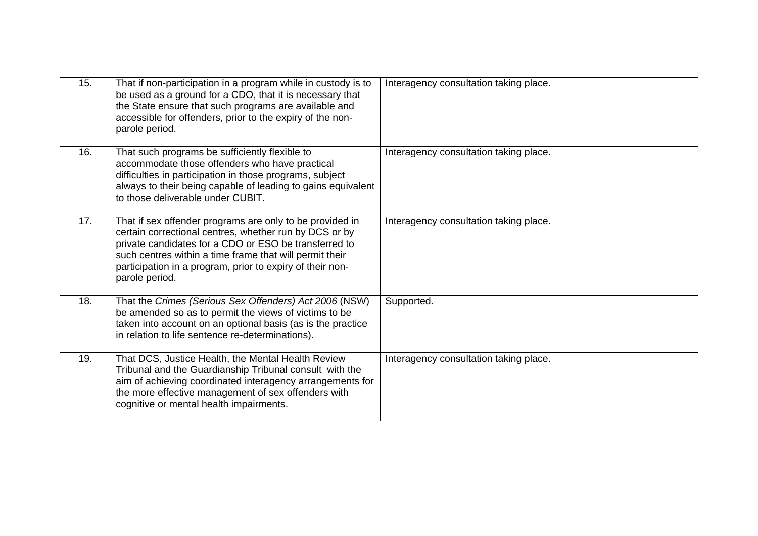| | | |
|---|---|---|
| 15. | That if non-participation in a program while in custody is to be used as a ground for a CDO, that it is necessary that the State ensure that such programs are available and accessible for offenders, prior to the expiry of the non-parole period. | Interagency consultation taking place. |
| 16. | That such programs be sufficiently flexible to accommodate those offenders who have practical difficulties in participation in those programs, subject always to their being capable of leading to gains equivalent to those deliverable under CUBIT. | Interagency consultation taking place. |
| 17. | That if sex offender programs are only to be provided in certain correctional centres, whether run by DCS or by private candidates for a CDO or ESO be transferred to such centres within a time frame that will permit their participation in a program, prior to expiry of their non-parole period. | Interagency consultation taking place. |
| 18. | That the *Crimes (Serious Sex Offenders) Act 2006* (NSW) be amended so as to permit the views of victims to be taken into account on an optional basis (as is the practice in relation to life sentence re-determinations). | Supported. |
| 19. | That DCS, Justice Health, the Mental Health Review Tribunal and the Guardianship Tribunal consult with the aim of achieving coordinated interagency arrangements for the more effective management of sex offenders with cognitive or mental health impairments. | Interagency consultation taking place. |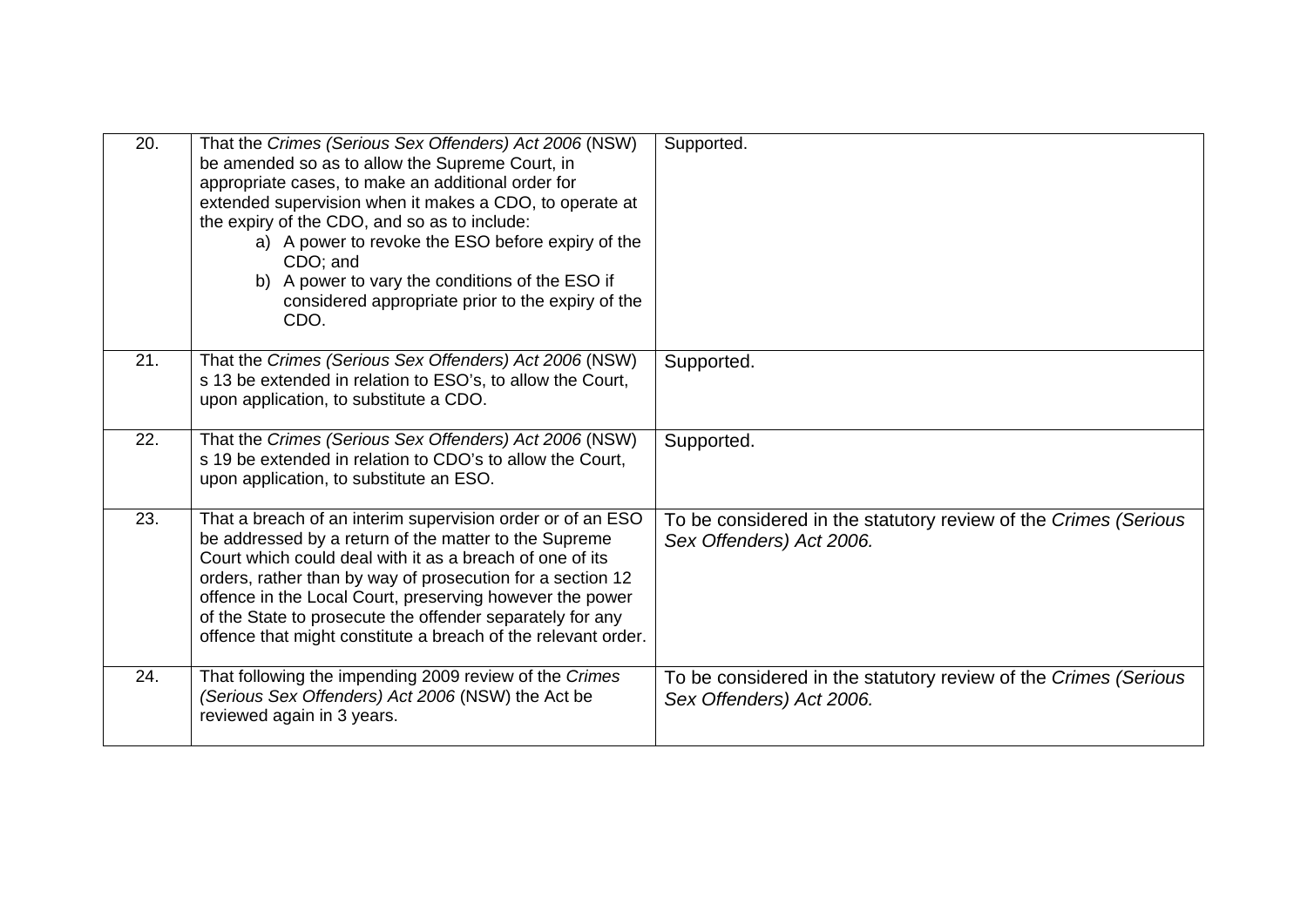| | | |
|---|---|---|
| 20. | That the *Crimes (Serious Sex Offenders) Act 2006* (NSW) be amended so as to allow the Supreme Court, in appropriate cases, to make an additional order for extended supervision when it makes a CDO, to operate at the expiry of the CDO, and so as to include:<br>a) A power to revoke the ESO before expiry of the CDO; and<br>b) A power to vary the conditions of the ESO if considered appropriate prior to the expiry of the CDO. | Supported. |
| 21. | That the *Crimes (Serious Sex Offenders) Act 2006* (NSW) s 13 be extended in relation to ESO's, to allow the Court, upon application, to substitute a CDO. | Supported. |
| 22. | That the *Crimes (Serious Sex Offenders) Act 2006* (NSW) s 19 be extended in relation to CDO's to allow the Court, upon application, to substitute an ESO. | Supported. |
| 23. | That a breach of an interim supervision order or of an ESO be addressed by a return of the matter to the Supreme Court which could deal with it as a breach of one of its orders, rather than by way of prosecution for a section 12 offence in the Local Court, preserving however the power of the State to prosecute the offender separately for any offence that might constitute a breach of the relevant order. | To be considered in the statutory review of the *Crimes (Serious Sex Offenders) Act 2006.* |
| 24. | That following the impending 2009 review of the *Crimes (Serious Sex Offenders) Act 2006* (NSW) the Act be reviewed again in 3 years. | To be considered in the statutory review of the *Crimes (Serious Sex Offenders) Act 2006.* |